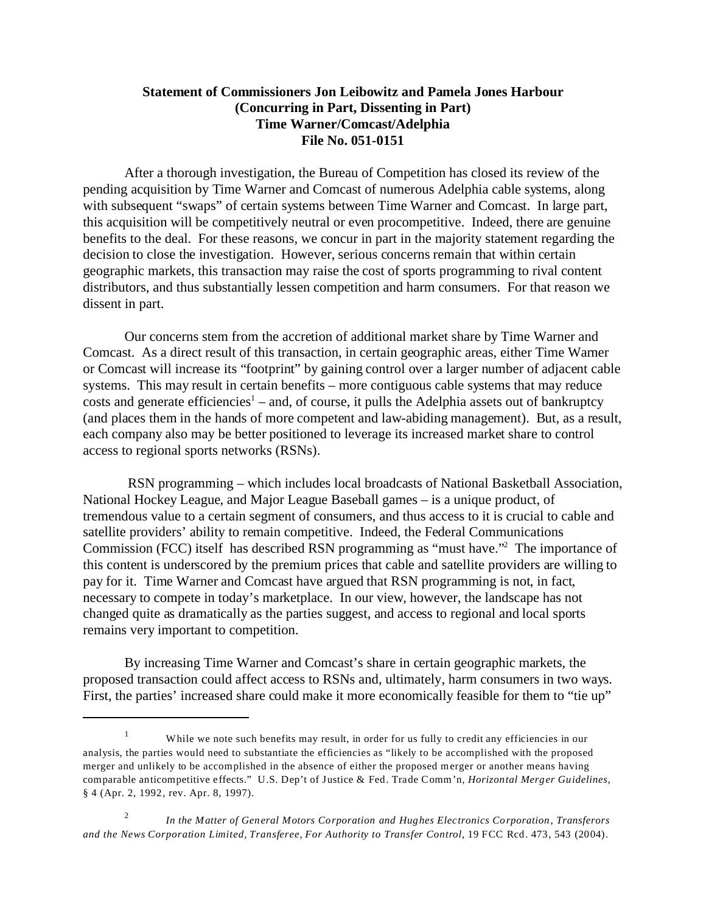**Statement of Commissioners Jon Leibowitz and Pamela Jones Harbour**
**(Concurring in Part, Dissenting in Part)**
**Time Warner/Comcast/Adelphia**
**File No. 051-0151**

After a thorough investigation, the Bureau of Competition has closed its review of the pending acquisition by Time Warner and Comcast of numerous Adelphia cable systems, along with subsequent "swaps" of certain systems between Time Warner and Comcast. In large part, this acquisition will be competitively neutral or even procompetitive. Indeed, there are genuine benefits to the deal. For these reasons, we concur in part in the majority statement regarding the decision to close the investigation. However, serious concerns remain that within certain geographic markets, this transaction may raise the cost of sports programming to rival content distributors, and thus substantially lessen competition and harm consumers. For that reason we dissent in part.

Our concerns stem from the accretion of additional market share by Time Warner and Comcast. As a direct result of this transaction, in certain geographic areas, either Time Warner or Comcast will increase its "footprint" by gaining control over a larger number of adjacent cable systems. This may result in certain benefits – more contiguous cable systems that may reduce costs and generate efficiencies[1] – and, of course, it pulls the Adelphia assets out of bankruptcy (and places them in the hands of more competent and law-abiding management). But, as a result, each company also may be better positioned to leverage its increased market share to control access to regional sports networks (RSNs).

RSN programming – which includes local broadcasts of National Basketball Association, National Hockey League, and Major League Baseball games – is a unique product, of tremendous value to a certain segment of consumers, and thus access to it is crucial to cable and satellite providers' ability to remain competitive. Indeed, the Federal Communications Commission (FCC) itself has described RSN programming as "must have."[2] The importance of this content is underscored by the premium prices that cable and satellite providers are willing to pay for it. Time Warner and Comcast have argued that RSN programming is not, in fact, necessary to compete in today's marketplace. In our view, however, the landscape has not changed quite as dramatically as the parties suggest, and access to regional and local sports remains very important to competition.

By increasing Time Warner and Comcast's share in certain geographic markets, the proposed transaction could affect access to RSNs and, ultimately, harm consumers in two ways. First, the parties' increased share could make it more economically feasible for them to "tie up"

---

[1] While we note such benefits may result, in order for us fully to credit any efficiencies in our analysis, the parties would need to substantiate the efficiencies as "likely to be accomplished with the proposed merger and unlikely to be accomplished in the absence of either the proposed merger or another means having comparable anticompetitive effects." U.S. Dep't of Justice & Fed. Trade Comm'n, *Horizontal Merger Guidelines,* § 4 (Apr. 2, 1992, rev. Apr. 8, 1997).

[2] *In the Matter of General Motors Corporation and Hughes Electronics Corporation, Transferors and the News Corporation Limited, Transferee, For Authority to Transfer Control*, 19 FCC Rcd. 473, 543 (2004).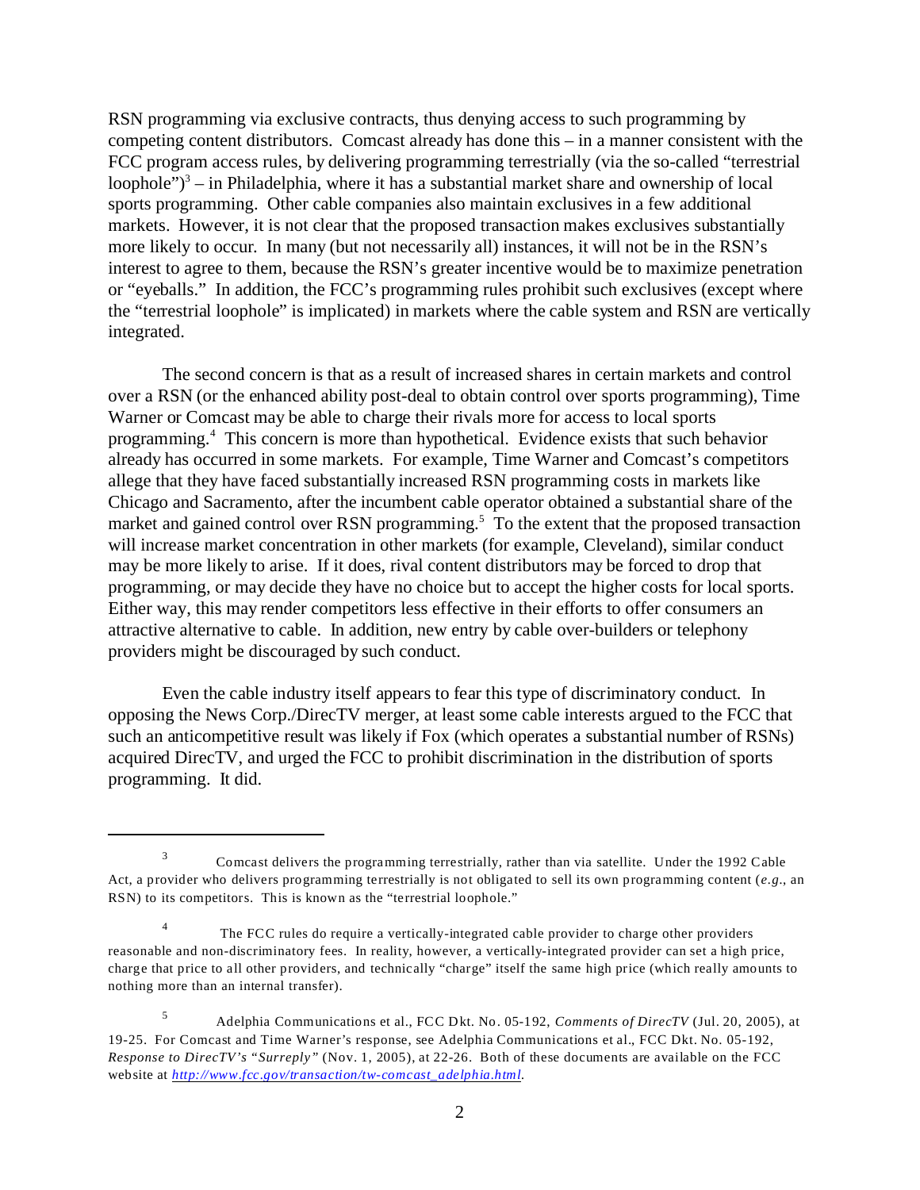RSN programming via exclusive contracts, thus denying access to such programming by competing content distributors. Comcast already has done this – in a manner consistent with the FCC program access rules, by delivering programming terrestrially (via the so-called "terrestrial loophole")[3] – in Philadelphia, where it has a substantial market share and ownership of local sports programming. Other cable companies also maintain exclusives in a few additional markets. However, it is not clear that the proposed transaction makes exclusives substantially more likely to occur. In many (but not necessarily all) instances, it will not be in the RSN's interest to agree to them, because the RSN's greater incentive would be to maximize penetration or "eyeballs." In addition, the FCC's programming rules prohibit such exclusives (except where the "terrestrial loophole" is implicated) in markets where the cable system and RSN are vertically integrated.

The second concern is that as a result of increased shares in certain markets and control over a RSN (or the enhanced ability post-deal to obtain control over sports programming), Time Warner or Comcast may be able to charge their rivals more for access to local sports programming.[4] This concern is more than hypothetical. Evidence exists that such behavior already has occurred in some markets. For example, Time Warner and Comcast's competitors allege that they have faced substantially increased RSN programming costs in markets like Chicago and Sacramento, after the incumbent cable operator obtained a substantial share of the market and gained control over RSN programming.[5] To the extent that the proposed transaction will increase market concentration in other markets (for example, Cleveland), similar conduct may be more likely to arise. If it does, rival content distributors may be forced to drop that programming, or may decide they have no choice but to accept the higher costs for local sports. Either way, this may render competitors less effective in their efforts to offer consumers an attractive alternative to cable. In addition, new entry by cable over-builders or telephony providers might be discouraged by such conduct.

Even the cable industry itself appears to fear this type of discriminatory conduct. In opposing the News Corp./DirecTV merger, at least some cable interests argued to the FCC that such an anticompetitive result was likely if Fox (which operates a substantial number of RSNs) acquired DirecTV, and urged the FCC to prohibit discrimination in the distribution of sports programming. It did.

---

[3] Comcast delivers the programming terrestrially, rather than via satellite. Under the 1992 Cable Act, a provider who delivers programming terrestrially is not obligated to sell its own programming content (*e.g.*, an RSN) to its competitors. This is known as the "terrestrial loophole."

[4] The FCC rules do require a vertically-integrated cable provider to charge other providers reasonable and non-discriminatory fees. In reality, however, a vertically-integrated provider can set a high price, charge that price to all other providers, and technically "charge" itself the same high price (which really amounts to nothing more than an internal transfer).

[5] Adelphia Communications et al., FCC Dkt. No. 05-192, *Comments of DirecTV* (Jul. 20, 2005), at 19-25. For Comcast and Time Warner's response, see Adelphia Communications et al., FCC Dkt. No. 05-192, *Response to DirecTV's "Surreply"* (Nov. 1, 2005), at 22-26. Both of these documents are available on the FCC website at *http://www.fcc.gov/transaction/tw-comcast_adelphia.html*.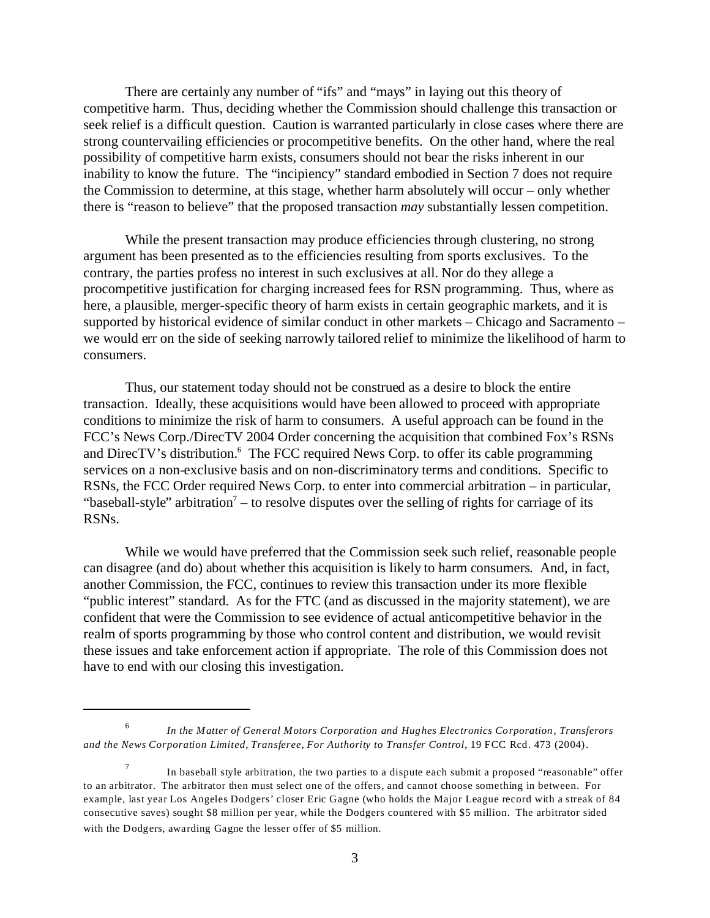There are certainly any number of "ifs" and "mays" in laying out this theory of competitive harm. Thus, deciding whether the Commission should challenge this transaction or seek relief is a difficult question. Caution is warranted particularly in close cases where there are strong countervailing efficiencies or procompetitive benefits. On the other hand, where the real possibility of competitive harm exists, consumers should not bear the risks inherent in our inability to know the future. The "incipiency" standard embodied in Section 7 does not require the Commission to determine, at this stage, whether harm absolutely will occur – only whether there is "reason to believe" that the proposed transaction *may* substantially lessen competition.

While the present transaction may produce efficiencies through clustering, no strong argument has been presented as to the efficiencies resulting from sports exclusives. To the contrary, the parties profess no interest in such exclusives at all. Nor do they allege a procompetitive justification for charging increased fees for RSN programming. Thus, where as here, a plausible, merger-specific theory of harm exists in certain geographic markets, and it is supported by historical evidence of similar conduct in other markets – Chicago and Sacramento – we would err on the side of seeking narrowly tailored relief to minimize the likelihood of harm to consumers.

Thus, our statement today should not be construed as a desire to block the entire transaction. Ideally, these acquisitions would have been allowed to proceed with appropriate conditions to minimize the risk of harm to consumers. A useful approach can be found in the FCC's News Corp./DirecTV 2004 Order concerning the acquisition that combined Fox's RSNs and DirecTV's distribution.[6] The FCC required News Corp. to offer its cable programming services on a non-exclusive basis and on non-discriminatory terms and conditions. Specific to RSNs, the FCC Order required News Corp. to enter into commercial arbitration – in particular, "baseball-style" arbitration[7] – to resolve disputes over the selling of rights for carriage of its RSNs.

While we would have preferred that the Commission seek such relief, reasonable people can disagree (and do) about whether this acquisition is likely to harm consumers. And, in fact, another Commission, the FCC, continues to review this transaction under its more flexible "public interest" standard. As for the FTC (and as discussed in the majority statement), we are confident that were the Commission to see evidence of actual anticompetitive behavior in the realm of sports programming by those who control content and distribution, we would revisit these issues and take enforcement action if appropriate. The role of this Commission does not have to end with our closing this investigation.

---

[6] *In the Matter of General Motors Corporation and Hughes Electronics Corporation, Transferors and the News Corporation Limited, Transferee, For Authority to Transfer Control*, 19 FCC Rcd. 473 (2004).

[7] In baseball style arbitration, the two parties to a dispute each submit a proposed "reasonable" offer to an arbitrator. The arbitrator then must select one of the offers, and cannot choose something in between. For example, last year Los Angeles Dodgers' closer Eric Gagne (who holds the Major League record with a streak of 84 consecutive saves) sought $8 million per year, while the Dodgers countered with $5 million. The arbitrator sided with the Dodgers, awarding Gagne the lesser offer of $5 million.